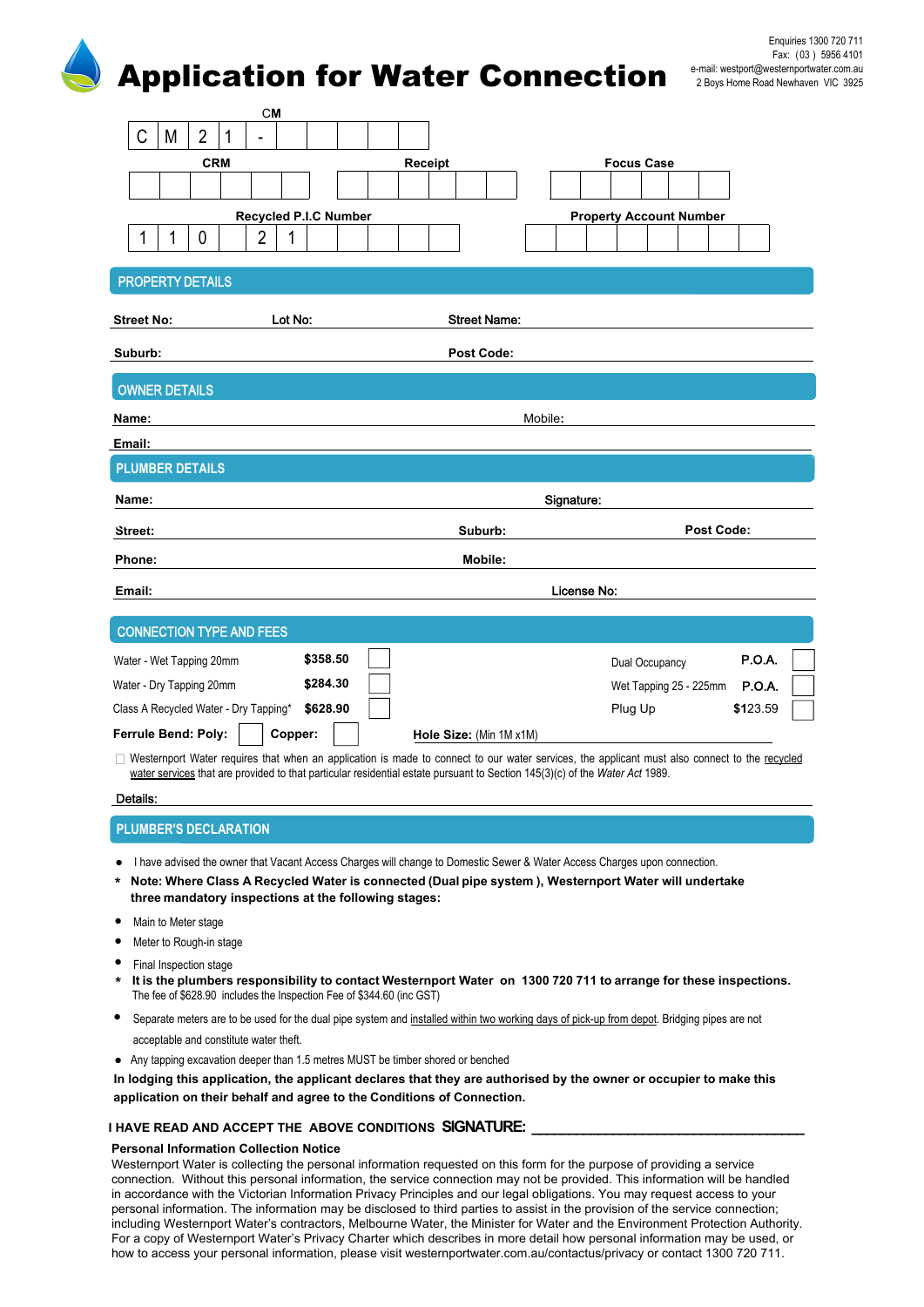# Application for Water Connection

Enquiries 1300 720 711
Fax: (03) 5956 4101
e-mail: westport@westernportwater.com.au
2 Boys Home Road Newhaven VIC 3925

| CM | | | | | | | | | | |
|---|---|---|---|---|---|---|---|---|---|---|
| C | M | 2 | 1 | - | | | | | | |

**CRM** | **Receipt** | **Focus Case**

**Recycled P.I.C Number**

| 1 | 1 | 0 | | 2 | 1 | | | | | |
|---|---|---|---|---|---|---|---|---|---|---|

**Property Account Number**

## PROPERTY DETAILS

**Street No:** **Lot No:** **Street Name:**

**Suburb:** **Post Code:**

## OWNER DETAILS

**Name:** Mobile:

**Email:**

## PLUMBER DETAILS

**Name:** **Signature:**

**Street:** **Suburb:** **Post Code:**

**Phone:** **Mobile:**

**Email:** **License No:**

## CONNECTION TYPE AND FEES

| | | | | | |
|---|---|---|---|---|---|
| Water - Wet Tapping 20mm | **$358.50** | ☐ | Dual Occupancy | **P.O.A.** | ☐ |
| Water - Dry Tapping 20mm | **$284.30** | ☐ | Wet Tapping 25 - 225mm | **P.O.A.** | ☐ |
| Class A Recycled Water - Dry Tapping* | **$628.90** | ☐ | Plug Up | $123.59 | ☐ |

**Ferrule Bend: Poly:** ☐ **Copper:** ☐ **Hole Size:** (Min 1M x1M)

☐ Westernport Water requires that when an application is made to connect to our water services, the applicant must also connect to the recycled water services that are provided to that particular residential estate pursuant to Section 145(3)(c) of the *Water Act* 1989.

**Details:**

## PLUMBER'S DECLARATION

- I have advised the owner that Vacant Access Charges will change to Domestic Sewer & Water Access Charges upon connection.

* **Note: Where Class A Recycled Water is connected (Dual pipe system ), Westernport Water will undertake three mandatory inspections at the following stages:**

- Main to Meter stage
- Meter to Rough-in stage
- Final Inspection stage

* **It is the plumbers responsibility to contact Westernport Water on 1300 720 711 to arrange for these inspections.** The fee of $628.90 includes the Inspection Fee of $344.60 (inc GST)

- Separate meters are to be used for the dual pipe system and installed within two working days of pick-up from depot. Bridging pipes are not acceptable and constitute water theft.
- Any tapping excavation deeper than 1.5 metres MUST be timber shored or benched

**In lodging this application, the applicant declares that they are authorised by the owner or occupier to make this application on their behalf and agree to the Conditions of Connection.**

**I HAVE READ AND ACCEPT THE ABOVE CONDITIONS SIGNATURE:** ______________________________

**Personal Information Collection Notice**

Westernport Water is collecting the personal information requested on this form for the purpose of providing a service connection. Without this personal information, the service connection may not be provided. This information will be handled in accordance with the Victorian Information Privacy Principles and our legal obligations. You may request access to your personal information. The information may be disclosed to third parties to assist in the provision of the service connection; including Westernport Water's contractors, Melbourne Water, the Minister for Water and the Environment Protection Authority. For a copy of Westernport Water's Privacy Charter which describes in more detail how personal information may be used, or how to access your personal information, please visit westernportwater.com.au/contactus/privacy or contact 1300 720 711.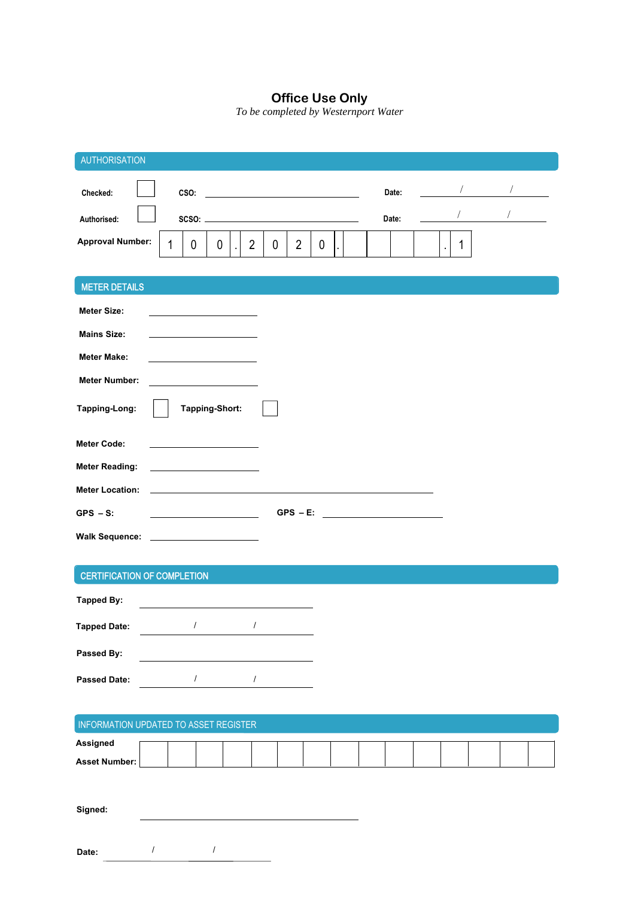# Office Use Only

*To be completed by Westernport Water*

## AUTHORISATION

**Checked:** ☐ **CSO:** ____________________ **Date:** ____ / ____ / ____

**Authorised:** ☐ **SCSO:** ____________________ **Date:** ____ / ____ / ____

**Approval Number:**

| | | | | | | | | | | | | | | | | |
|---|---|---|---|---|---|---|---|---|---|---|---|---|---|---|---|---|
| 1 | 0 | 0 | . | 2 | 0 | 2 | 0 | . | | | | | | . | 1 | |

## METER DETAILS

**Meter Size:** ____________________

**Mains Size:** ____________________

**Meter Make:** ____________________

**Meter Number:** ____________________

**Tapping-Long:** ☐ **Tapping-Short:** ☐

**Meter Code:** ____________________

**Meter Reading:** ____________________

**Meter Location:** ____________________________________________

**GPS – S:** ____________________ **GPS – E:** ____________________

**Walk Sequence:** ____________________

## CERTIFICATION OF COMPLETION

**Tapped By:** ____________________

**Tapped Date:** ____ / ____ / ____

**Passed By:** ____________________

**Passed Date:** ____ / ____ / ____

## INFORMATION UPDATED TO ASSET REGISTER

**Assigned Asset Number:**

| | | | | | | | | | | | | | | |
|---|---|---|---|---|---|---|---|---|---|---|---|---|---|---|
| | | | | | | | | | | | | | | |

**Signed:** ____________________

**Date:** ____ / ____ / ____